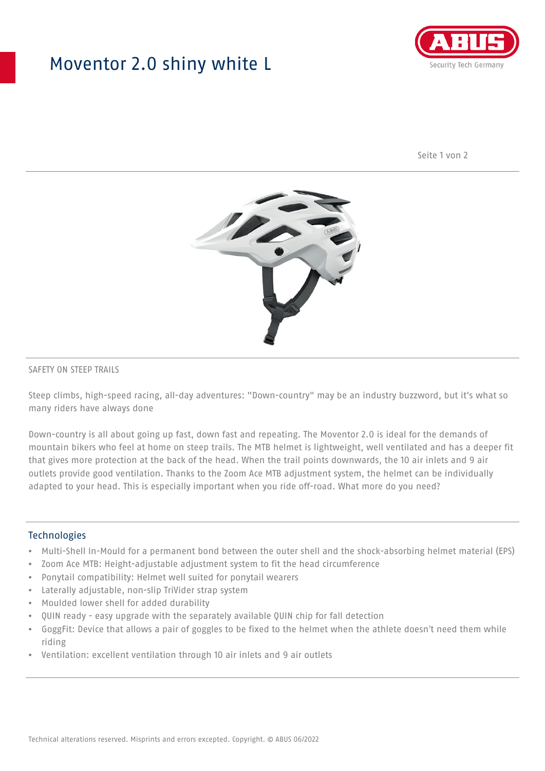# Moventor 2.0 shiny white L

SAFETY ON STEEP TRAILS

Steep climbs, high-speed racing, all-day adventures: "Down-country" may be an industry buzzword, but it's what so many riders have always done

Down-country is all about going up fast, down fast and repeating. The Moventor 2.0 is ideal for the demands of mountain bikers who feel at home on steep trails. The MTB helmet is lightweight, well ventilated and has a deeper fit that gives more protection at the back of the head. When the trail points downwards, the 10 air inlets and 9 air outlets provide good ventilation. Thanks to the Zoom Ace MTB adjustment system, the helmet can be individually adapted to your head. This is especially important when you ride off-road. What more do you need?

## Technologies

- Multi-Shell In-Mould for a permanent bond between the outer shell and the shock-absorbing helmet material (EPS)
- Zoom Ace MTB: Height-adjustable adjustment system to fit the head circumference
- Ponytail compatibility: Helmet well suited for ponytail wearers
- Laterally adjustable, non-slip TriVider strap system
- Moulded lower shell for added durability
- QUIN ready - easy upgrade with the separately available QUIN chip for fall detection
- GoggFit: Device that allows a pair of goggles to be fixed to the helmet when the athlete doesn't need them while riding
- Ventilation: excellent ventilation through 10 air inlets and 9 air outlets

Technical alterations reserved. Misprints and errors excepted. Copyright. © ABUS 06/2022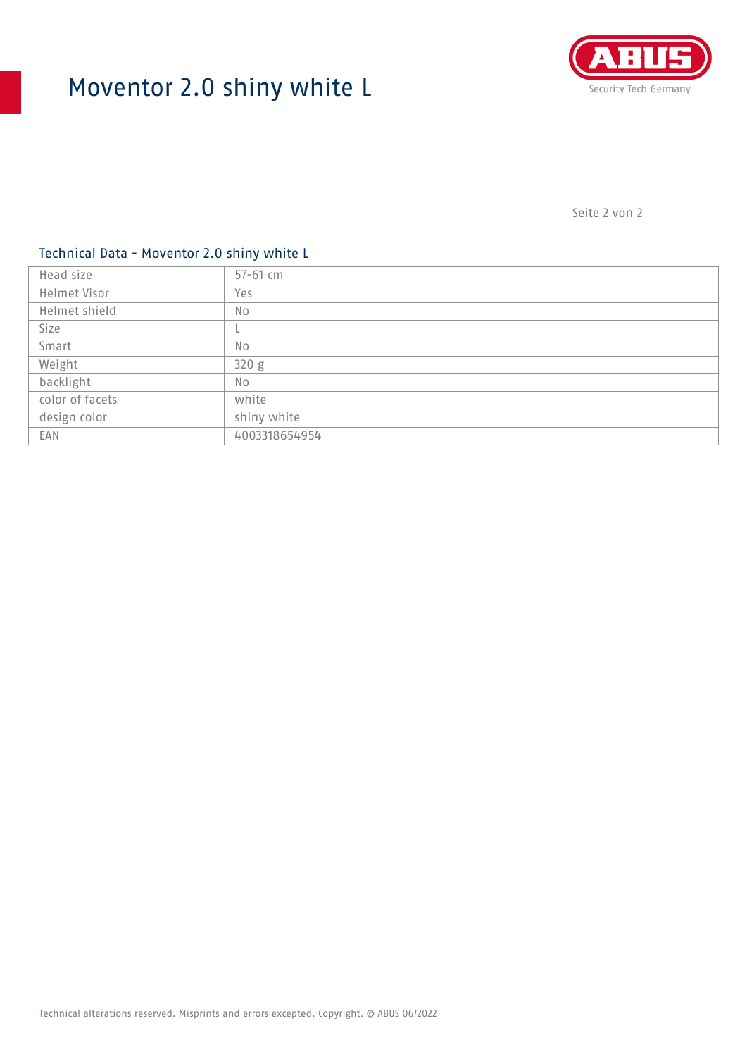# Moventor 2.0 shiny white L

## Technical Data - Moventor 2.0 shiny white L

| | |
|---|---|
| Head size | 57-61 cm |
| Helmet Visor | Yes |
| Helmet shield | No |
| Size | L |
| Smart | No |
| Weight | 320 g |
| backlight | No |
| color of facets | white |
| design color | shiny white |
| EAN | 4003318654954 |

Technical alterations reserved. Misprints and errors excepted. Copyright. © ABUS 06/2022